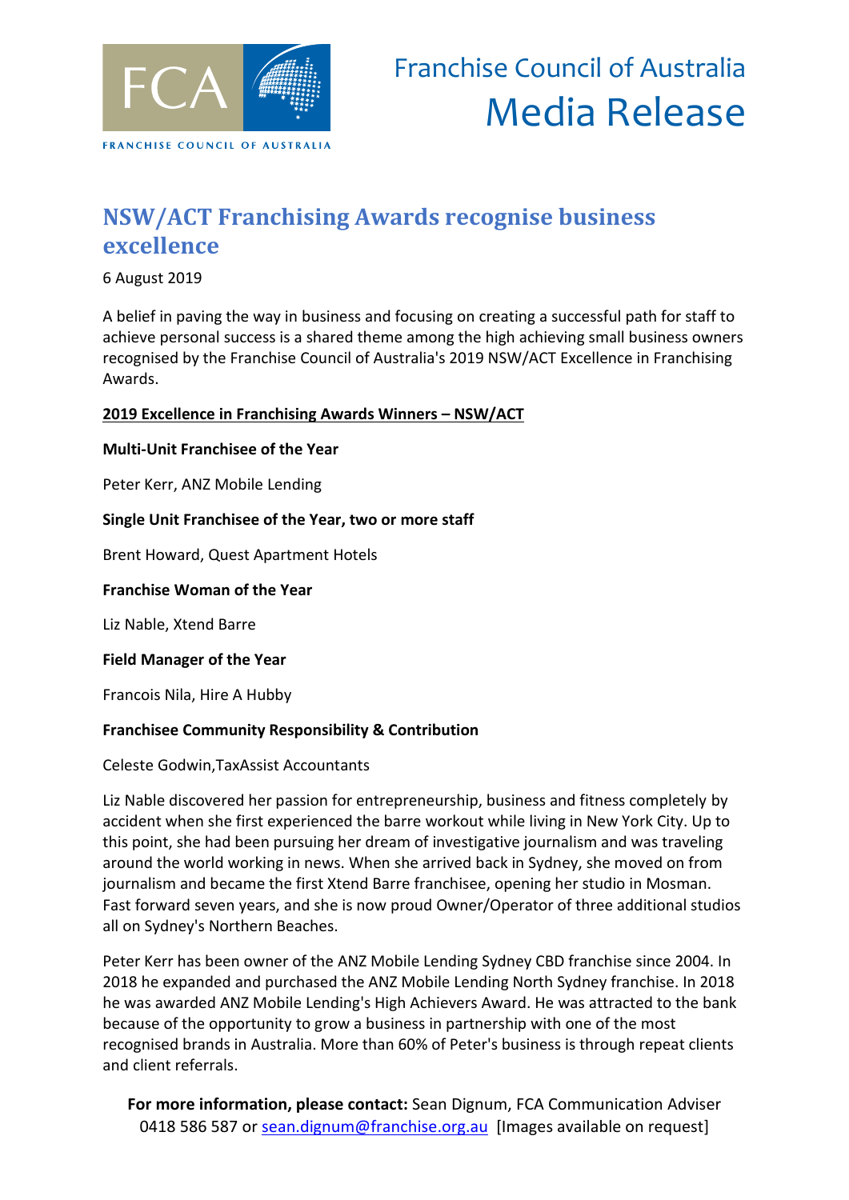Franchise Council of Australia

Media Release

# NSW/ACT Franchising Awards recognise business excellence

6 August 2019

A belief in paving the way in business and focusing on creating a successful path for staff to achieve personal success is a shared theme among the high achieving small business owners recognised by the Franchise Council of Australia's 2019 NSW/ACT Excellence in Franchising Awards.

**2019 Excellence in Franchising Awards Winners – NSW/ACT**

**Multi-Unit Franchisee of the Year**

Peter Kerr, ANZ Mobile Lending

**Single Unit Franchisee of the Year, two or more staff**

Brent Howard, Quest Apartment Hotels

**Franchise Woman of the Year**

Liz Nable, Xtend Barre

**Field Manager of the Year**

Francois Nila, Hire A Hubby

**Franchisee Community Responsibility & Contribution**

Celeste Godwin,TaxAssist Accountants

Liz Nable discovered her passion for entrepreneurship, business and fitness completely by accident when she first experienced the barre workout while living in New York City. Up to this point, she had been pursuing her dream of investigative journalism and was traveling around the world working in news. When she arrived back in Sydney, she moved on from journalism and became the first Xtend Barre franchisee, opening her studio in Mosman. Fast forward seven years, and she is now proud Owner/Operator of three additional studios all on Sydney's Northern Beaches.

Peter Kerr has been owner of the ANZ Mobile Lending Sydney CBD franchise since 2004. In 2018 he expanded and purchased the ANZ Mobile Lending North Sydney franchise. In 2018 he was awarded ANZ Mobile Lending's High Achievers Award. He was attracted to the bank because of the opportunity to grow a business in partnership with one of the most recognised brands in Australia. More than 60% of Peter's business is through repeat clients and client referrals.

**For more information, please contact:** Sean Dignum, FCA Communication Adviser 0418 586 587 or sean.dignum@franchise.org.au [Images available on request]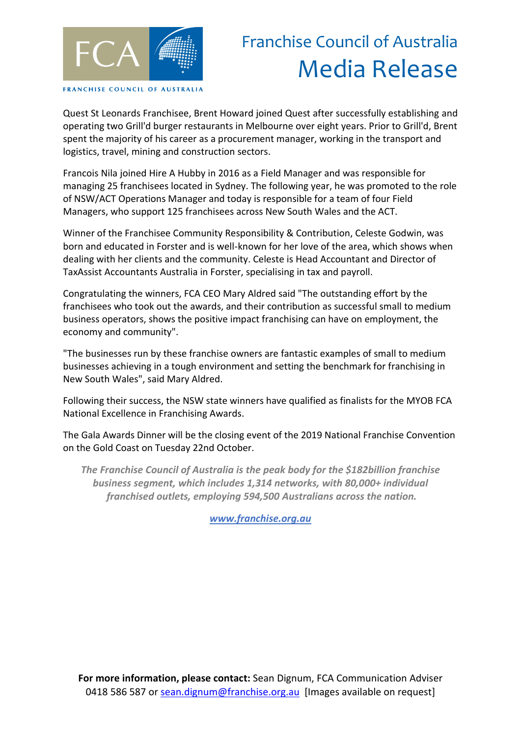Quest St Leonards Franchisee, Brent Howard joined Quest after successfully establishing and operating two Grill'd burger restaurants in Melbourne over eight years. Prior to Grill'd, Brent spent the majority of his career as a procurement manager, working in the transport and logistics, travel, mining and construction sectors.

Francois Nila joined Hire A Hubby in 2016 as a Field Manager and was responsible for managing 25 franchisees located in Sydney. The following year, he was promoted to the role of NSW/ACT Operations Manager and today is responsible for a team of four Field Managers, who support 125 franchisees across New South Wales and the ACT.

Winner of the Franchisee Community Responsibility & Contribution, Celeste Godwin, was born and educated in Forster and is well-known for her love of the area, which shows when dealing with her clients and the community. Celeste is Head Accountant and Director of TaxAssist Accountants Australia in Forster, specialising in tax and payroll.

Congratulating the winners, FCA CEO Mary Aldred said "The outstanding effort by the franchisees who took out the awards, and their contribution as successful small to medium business operators, shows the positive impact franchising can have on employment, the economy and community".

"The businesses run by these franchise owners are fantastic examples of small to medium businesses achieving in a tough environment and setting the benchmark for franchising in New South Wales", said Mary Aldred.

Following their success, the NSW state winners have qualified as finalists for the MYOB FCA National Excellence in Franchising Awards.

The Gala Awards Dinner will be the closing event of the 2019 National Franchise Convention on the Gold Coast on Tuesday 22nd October.

***The Franchise Council of Australia is the peak body for the $182billion franchise business segment, which includes 1,314 networks, with 80,000+ individual franchised outlets, employing 594,500 Australians across the nation.***

***www.franchise.org.au***

**For more information, please contact:** Sean Dignum, FCA Communication Adviser 0418 586 587 or sean.dignum@franchise.org.au [Images available on request]